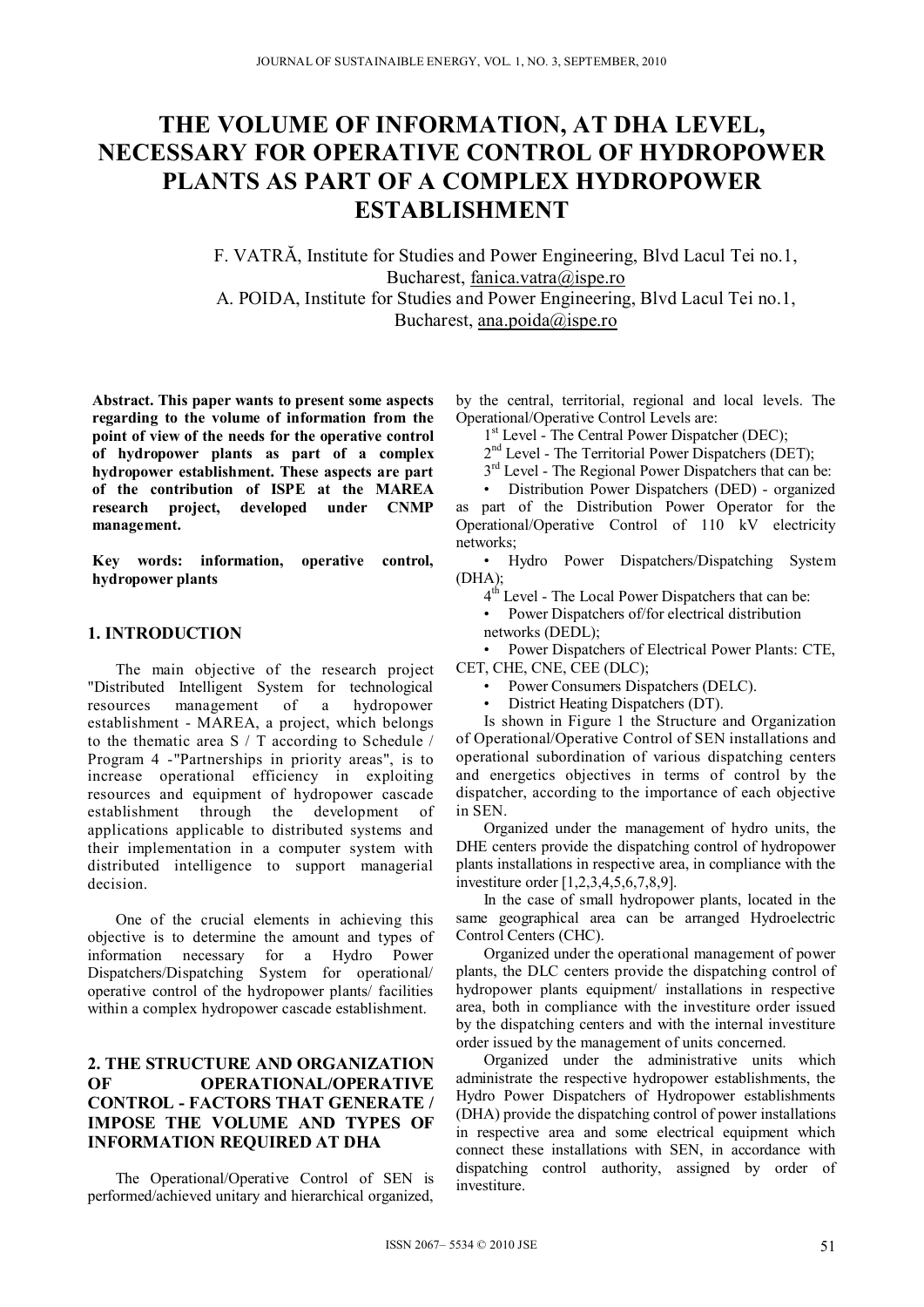# THE VOLUME OF INFORMATION, AT DHA LEVEL, NECESSARY FOR OPERATIVE CONTROL OF HYDROPOWER PLANTS AS PART OF A COMPLEX HYDROPOWER ESTABLISHMENT

F. VATRĂ, Institute for Studies and Power Engineering, Blvd Lacul Tei no.1, Bucharest, fanica.vatra@ispe.ro

A. POIDA, Institute for Studies and Power Engineering, Blvd Lacul Tei no.1, Bucharest, ana.poida@ispe.ro

**Abstract. This paper wants to present some aspects regarding to the volume of information from the point of view of the needs for the operative control of hydropower plants as part of a complex hydropower establishment. These aspects are part of the contribution of ISPE at the MAREA research project, developed under CNMP management.**

**Key words: information, operative control, hydropower plants**

## 1. INTRODUCTION

The main objective of the research project "Distributed Intelligent System for technological resources management of a hydropower establishment - MAREA, a project, which belongs to the thematic area S / T according to Schedule / Program 4 -"Partnerships in priority areas", is to increase operational efficiency in exploiting resources and equipment of hydropower cascade establishment through the development of applications applicable to distributed systems and their implementation in a computer system with distributed intelligence to support managerial decision.

One of the crucial elements in achieving this objective is to determine the amount and types of information necessary for a Hydro Power Dispatchers/Dispatching System for operational/ operative control of the hydropower plants/ facilities within a complex hydropower cascade establishment.

## 2. THE STRUCTURE AND ORGANIZATION OF OPERATIONAL/OPERATIVE CONTROL - FACTORS THAT GENERATE / IMPOSE THE VOLUME AND TYPES OF INFORMATION REQUIRED AT DHA

The Operational/Operative Control of SEN is performed/achieved unitary and hierarchical organized, by the central, territorial, regional and local levels. The Operational/Operative Control Levels are:

1st Level - The Central Power Dispatcher (DEC);

2nd Level - The Territorial Power Dispatchers (DET);

3rd Level - The Regional Power Dispatchers that can be:

- Distribution Power Dispatchers (DED) - organized as part of the Distribution Power Operator for the Operational/Operative Control of 110 kV electricity networks;
- Hydro Power Dispatchers/Dispatching System (DHA);

4th Level - The Local Power Dispatchers that can be:

- Power Dispatchers of/for electrical distribution networks (DEDL);
- Power Dispatchers of Electrical Power Plants: CTE, CET, CHE, CNE, CEE (DLC);
- Power Consumers Dispatchers (DELC).
- District Heating Dispatchers (DT).

Is shown in Figure 1 the Structure and Organization of Operational/Operative Control of SEN installations and operational subordination of various dispatching centers and energetics objectives in terms of control by the dispatcher, according to the importance of each objective in SEN.

Organized under the management of hydro units, the DHE centers provide the dispatching control of hydropower plants installations in respective area, in compliance with the investiture order [1,2,3,4,5,6,7,8,9].

In the case of small hydropower plants, located in the same geographical area can be arranged Hydroelectric Control Centers (CHC).

Organized under the operational management of power plants, the DLC centers provide the dispatching control of hydropower plants equipment/ installations in respective area, both in compliance with the investiture order issued by the dispatching centers and with the internal investiture order issued by the management of units concerned.

Organized under the administrative units which administrate the respective hydropower establishments, the Hydro Power Dispatchers of Hydropower establishments (DHA) provide the dispatching control of power installations in respective area and some electrical equipment which connect these installations with SEN, in accordance with dispatching control authority, assigned by order of investiture.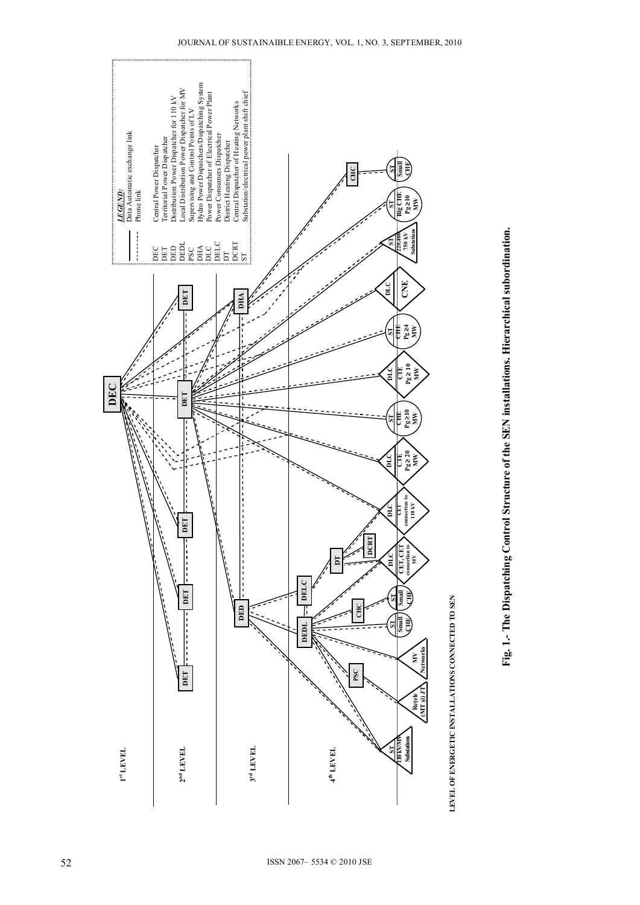**LEGEND:**

| Symbol | Meaning |
|---|---|
| ——— | Data Automatic exchange link |
| - - - - | Phone link |
| DEC | Central Power Dispatcher |
| DET | Territorial Power Dispatcher |
| DED | Distribution Power Dispatcher for 110 kV |
| DEDL | Local Distribution Power Dispatcher for MV |
| PSC | Supervising and Control Points of LV |
| DHA | Hydro Power Dispatchers/Dispatching System |
| DLC | Power Dispatcher of Electrical Power Plant |
| DELC | Power Consumers Dispatcher |
| DT | District Heating Dispatcher |
| DCRT | Central Dispatcher of Heating Networks |
| ST | Substation/electrical power plant shift chief |

1st LEVEL: DEC

2nd LEVEL: DET, DET, DET, DET, DET

3rd LEVEL: DED, DHA

4th LEVEL: DEDL, DELC, DT, DCRT, CHC, PSC, CHC

LEVEL OF ENERGETIC INSTALLATIONS CONNECTED TO SEN: ST 110 kV/MV Substations; Retele (MT si JT); MV Networks; ST Small CHE; ST Small CHE; DLC CET, CET connection to MV; DLC CET connection to 110 kV; DLC CTE Pg ≥ 20 MW; ST CHE Pg ≥10 MW; DLC CTE Pg ≥ 10 MW; ST CHE Pg ≥4 MW; DLC CNE; ST 220,400 750 kV Substations; ST Big CHE Pg ≥10 MW; ST Small CHE

**Fig. 1.- The Dispatching Control Structure of the SEN installations. Hierarchical subordination.**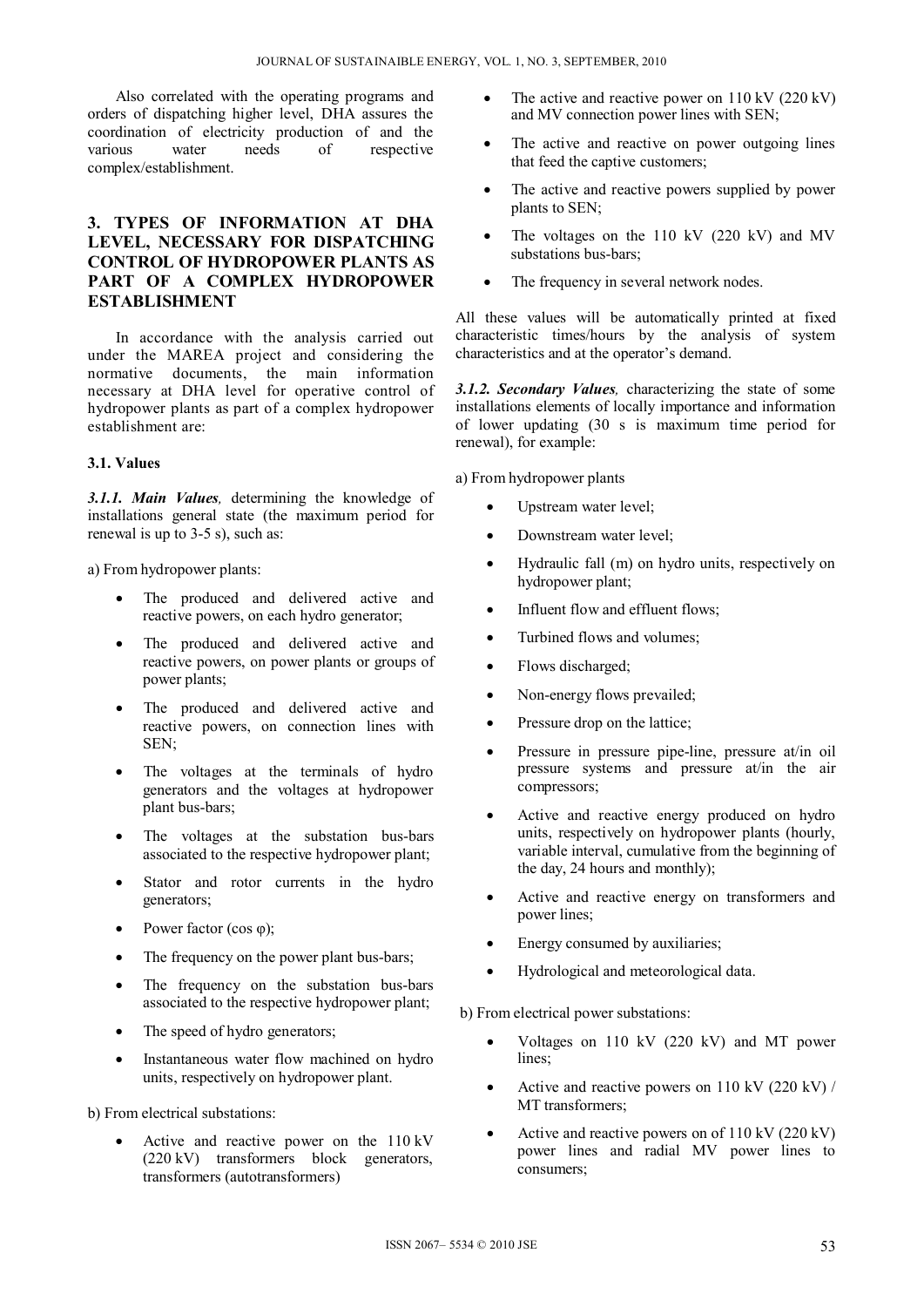Also correlated with the operating programs and orders of dispatching higher level, DHA assures the coordination of electricity production of and the various water needs of respective complex/establishment.

## 3. TYPES OF INFORMATION AT DHA LEVEL, NECESSARY FOR DISPATCHING CONTROL OF HYDROPOWER PLANTS AS PART OF A COMPLEX HYDROPOWER ESTABLISHMENT

In accordance with the analysis carried out under the MAREA project and considering the normative documents, the main information necessary at DHA level for operative control of hydropower plants as part of a complex hydropower establishment are:

### 3.1. Values

***3.1.1. Main Values**,* determining the knowledge of installations general state (the maximum period for renewal is up to 3-5 s), such as:

a) From hydropower plants:

- The produced and delivered active and reactive powers, on each hydro generator;
- The produced and delivered active and reactive powers, on power plants or groups of power plants;
- The produced and delivered active and reactive powers, on connection lines with SEN;
- The voltages at the terminals of hydro generators and the voltages at hydropower plant bus-bars;
- The voltages at the substation bus-bars associated to the respective hydropower plant;
- Stator and rotor currents in the hydro generators;
- Power factor (cos φ);
- The frequency on the power plant bus-bars;
- The frequency on the substation bus-bars associated to the respective hydropower plant;
- The speed of hydro generators;
- Instantaneous water flow machined on hydro units, respectively on hydropower plant.

b) From electrical substations:

- Active and reactive power on the 110 kV (220 kV) transformers block generators, transformers (autotransformers)
- The active and reactive power on 110 kV (220 kV) and MV connection power lines with SEN;
- The active and reactive on power outgoing lines that feed the captive customers;
- The active and reactive powers supplied by power plants to SEN;
- The voltages on the 110 kV (220 kV) and MV substations bus-bars;
- The frequency in several network nodes.

All these values will be automatically printed at fixed characteristic times/hours by the analysis of system characteristics and at the operator's demand.

***3.1.2. Secondary Values**,* characterizing the state of some installations elements of locally importance and information of lower updating (30 s is maximum time period for renewal), for example:

a) From hydropower plants

- Upstream water level;
- Downstream water level;
- Hydraulic fall (m) on hydro units, respectively on hydropower plant;
- Influent flow and effluent flows;
- Turbined flows and volumes;
- Flows discharged;
- Non-energy flows prevailed;
- Pressure drop on the lattice;
- Pressure in pressure pipe-line, pressure at/in oil pressure systems and pressure at/in the air compressors;
- Active and reactive energy produced on hydro units, respectively on hydropower plants (hourly, variable interval, cumulative from the beginning of the day, 24 hours and monthly);
- Active and reactive energy on transformers and power lines;
- Energy consumed by auxiliaries;
- Hydrological and meteorological data.

b) From electrical power substations:

- Voltages on 110 kV (220 kV) and MT power lines;
- Active and reactive powers on 110 kV (220 kV) / MT transformers;
- Active and reactive powers on of 110 kV (220 kV) power lines and radial MV power lines to consumers;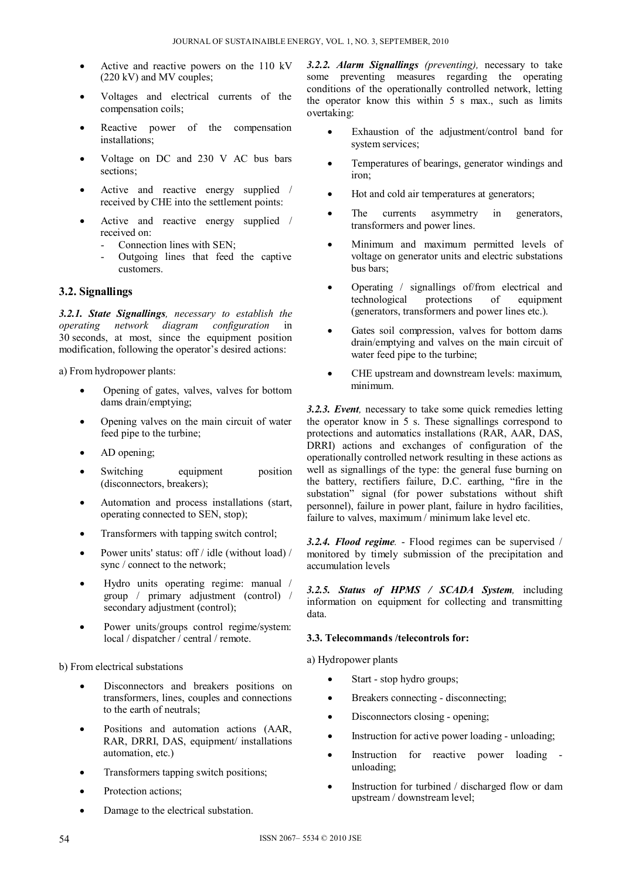- Active and reactive powers on the 110 kV (220 kV) and MV couples;
- Voltages and electrical currents of the compensation coils;
- Reactive power of the compensation installations;
- Voltage on DC and 230 V AC bus bars sections;
- Active and reactive energy supplied / received by CHE into the settlement points:
- Active and reactive energy supplied / received on:
  - Connection lines with SEN;
  - Outgoing lines that feed the captive customers.

### 3.2. Signallings

***3.2.1. State Signallings**, necessary to establish the operating network diagram configuration* in 30 seconds, at most, since the equipment position modification, following the operator's desired actions:

a) From hydropower plants:

- Opening of gates, valves, valves for bottom dams drain/emptying;
- Opening valves on the main circuit of water feed pipe to the turbine;
- AD opening;
- Switching equipment position (disconnectors, breakers);
- Automation and process installations (start, operating connected to SEN, stop);
- Transformers with tapping switch control;
- Power units' status: off / idle (without load) / sync / connect to the network;
- Hydro units operating regime: manual / group / primary adjustment (control) / secondary adjustment (control);
- Power units/groups control regime/system: local / dispatcher / central / remote.

b) From electrical substations

- Disconnectors and breakers positions on transformers, lines, couples and connections to the earth of neutrals;
- Positions and automation actions (AAR, RAR, DRRI, DAS, equipment/ installations automation, etc.)
- Transformers tapping switch positions;
- Protection actions;
- Damage to the electrical substation.

***3.2.2. Alarm Signallings** (preventing),* necessary to take some preventing measures regarding the operating conditions of the operationally controlled network, letting the operator know this within 5 s max., such as limits overtaking:

- Exhaustion of the adjustment/control band for system services;
- Temperatures of bearings, generator windings and iron;
- Hot and cold air temperatures at generators;
- The currents asymmetry in generators, transformers and power lines.
- Minimum and maximum permitted levels of voltage on generator units and electric substations bus bars;
- Operating / signallings of/from electrical and technological protections of equipment (generators, transformers and power lines etc.).
- Gates soil compression, valves for bottom dams drain/emptying and valves on the main circuit of water feed pipe to the turbine;
- CHE upstream and downstream levels: maximum, minimum.

***3.2.3. Event**,* necessary to take some quick remedies letting the operator know in 5 s. These signallings correspond to protections and automatics installations (RAR, AAR, DAS, DRRI) actions and exchanges of configuration of the operationally controlled network resulting in these actions as well as signallings of the type: the general fuse burning on the battery, rectifiers failure, D.C. earthing, "fire in the substation" signal (for power substations without shift personnel), failure in power plant, failure in hydro facilities, failure to valves, maximum / minimum lake level etc.

***3.2.4. Flood regime**.* - Flood regimes can be supervised / monitored by timely submission of the precipitation and accumulation levels

***3.2.5. Status of HPMS / SCADA System**,* including information on equipment for collecting and transmitting data.

#### 3.3. Telecommands /telecontrols for:

a) Hydropower plants

- Start - stop hydro groups;
- Breakers connecting - disconnecting;
- Disconnectors closing - opening;
- Instruction for active power loading - unloading;
- Instruction for reactive power loading - unloading;
- Instruction for turbined / discharged flow or dam upstream / downstream level;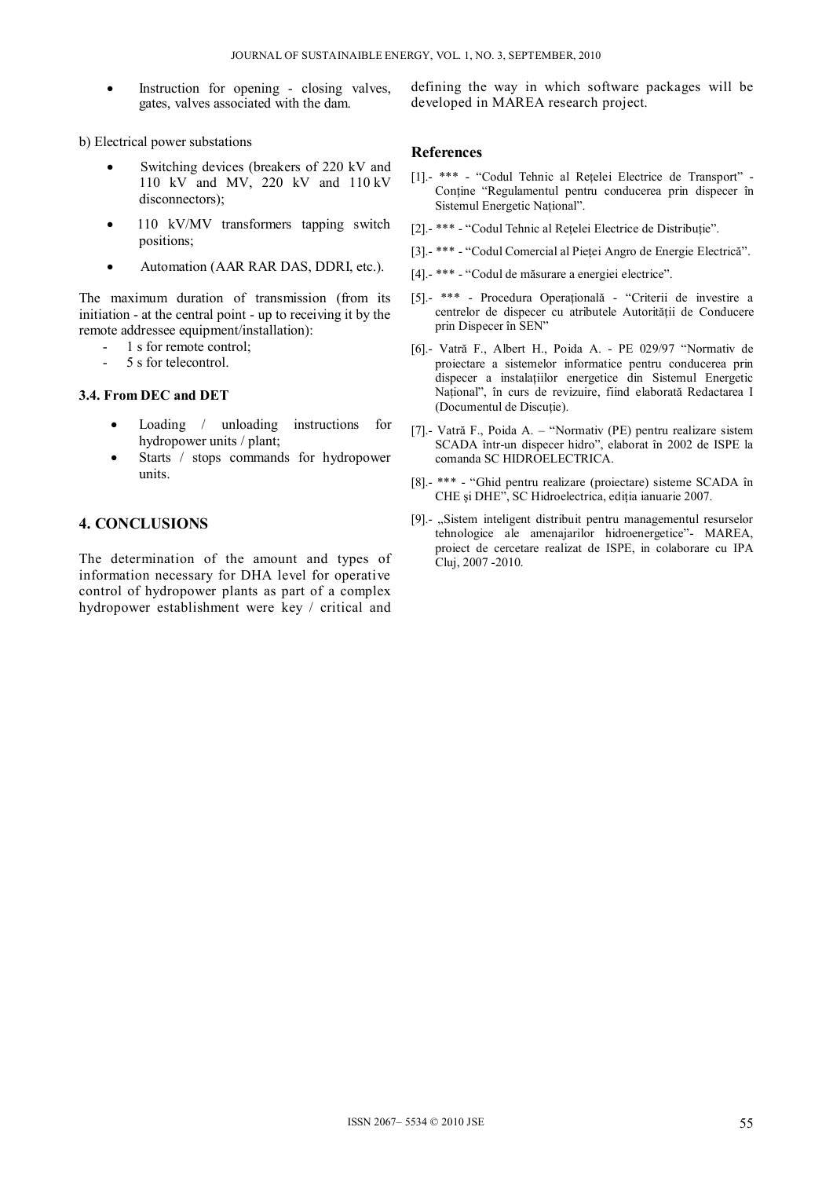- Instruction for opening - closing valves, gates, valves associated with the dam.

b) Electrical power substations

- Switching devices (breakers of 220 kV and 110 kV and MV, 220 kV and 110 kV disconnectors);
- 110 kV/MV transformers tapping switch positions;
- Automation (AAR RAR DAS, DDRI, etc.).

The maximum duration of transmission (from its initiation - at the central point - up to receiving it by the remote addressee equipment/installation):

- 1 s for remote control;
- 5 s for telecontrol.

### 3.4. From DEC and DET

- Loading / unloading instructions for hydropower units / plant;
- Starts / stops commands for hydropower units.

## 4. CONCLUSIONS

The determination of the amount and types of information necessary for DHA level for operative control of hydropower plants as part of a complex hydropower establishment were key / critical and defining the way in which software packages will be developed in MAREA research project.

## References

[1].- *** - "Codul Tehnic al Rețelei Electrice de Transport" - Conține "Regulamentul pentru conducerea prin dispecer în Sistemul Energetic Național".

[2].- *** - "Codul Tehnic al Rețelei Electrice de Distribuție".

[3].- *** - "Codul Comercial al Pieței Angro de Energie Electrică".

[4].- *** - "Codul de măsurare a energiei electrice".

[5].- *** - Procedura Operațională - "Criterii de investire a centrelor de dispecer cu atributele Autorității de Conducere prin Dispecer în SEN"

[6].- Vatră F., Albert H., Poida A. - PE 029/97 "Normativ de proiectare a sistemelor informatice pentru conducerea prin dispecer a instalațiilor energetice din Sistemul Energetic Național", în curs de revizuire, fiind elaborată Redactarea I (Documentul de Discuție).

[7].- Vatră F., Poida A. – "Normativ (PE) pentru realizare sistem SCADA într-un dispecer hidro", elaborat în 2002 de ISPE la comanda SC HIDROELECTRICA.

[8].- *** - "Ghid pentru realizare (proiectare) sisteme SCADA în CHE și DHE", SC Hidroelectrica, ediția ianuarie 2007.

[9].- „Sistem inteligent distribuit pentru managementul resurselor tehnologice ale amenajarilor hidroenergetice"- MAREA, proiect de cercetare realizat de ISPE, in colaborare cu IPA Cluj, 2007 -2010.